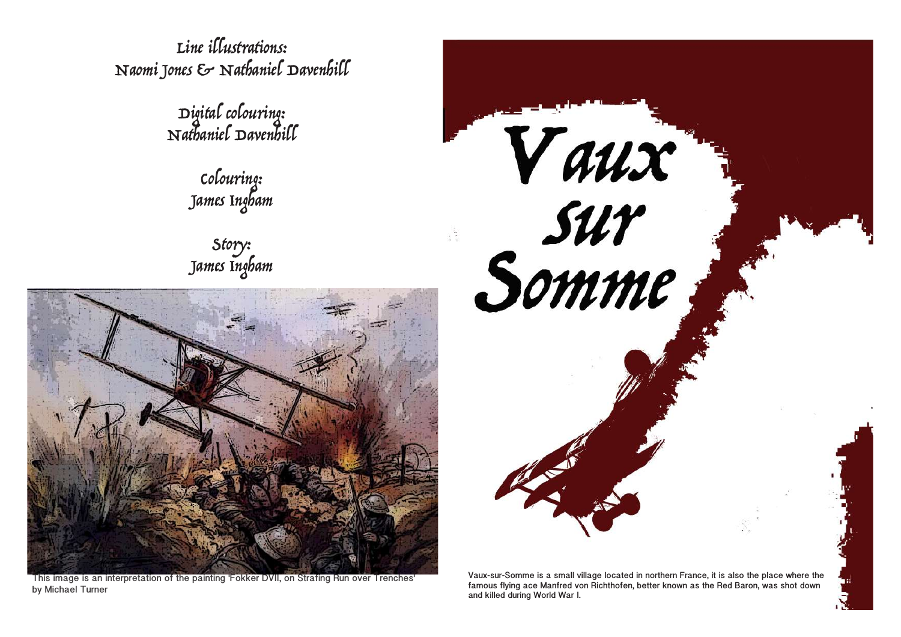Line illustrations:
Naomi Jones & Nathaniel Davenhill

Digital colouring:
Nathaniel Davenhill

Colouring:
James Ingham

Story:
James Ingham

This image is an interpretation of the painting 'Fokker DVII, on Strafing Run over Trenches' by Michael Turner

# Vaux sur Somme

Vaux-sur-Somme is a small village located in northern France, it is also the place where the famous flying ace Manfred von Richthofen, better known as the Red Baron, was shot down and killed during World War I.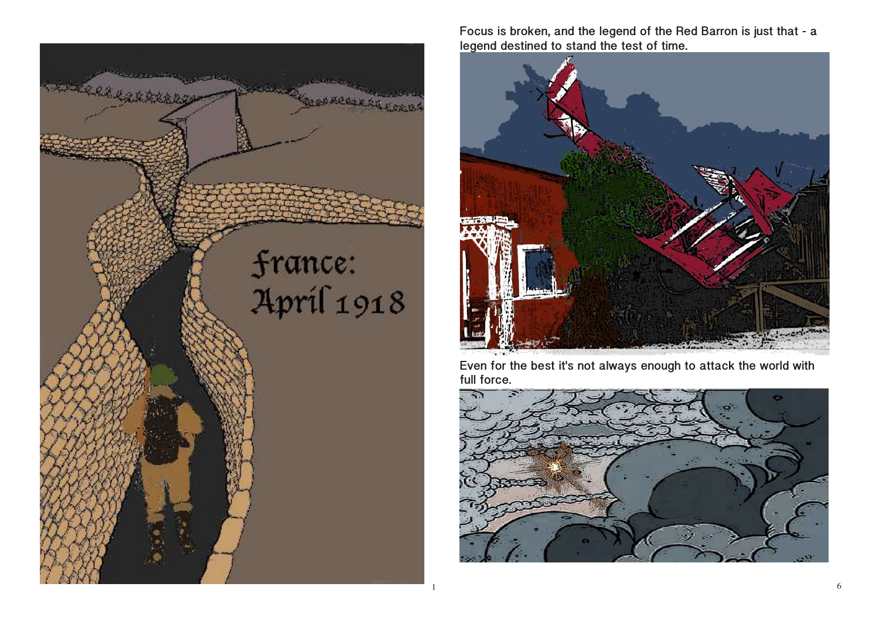France:
April 1918

Focus is broken, and the legend of the Red Barron is just that - a legend destined to stand the test of time.

Even for the best it's not always enough to attack the world with full force.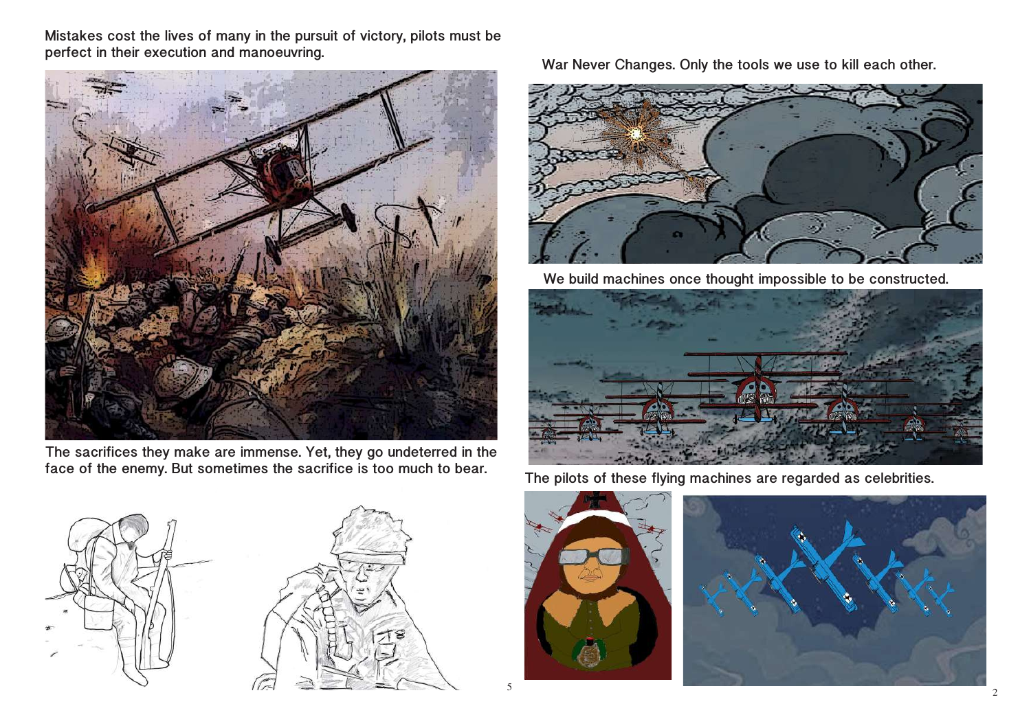Mistakes cost the lives of many in the pursuit of victory, pilots must be perfect in their execution and manoeuvring.

The sacrifices they make are immense. Yet, they go undeterred in the face of the enemy. But sometimes the sacrifice is too much to bear.

War Never Changes. Only the tools we use to kill each other.

We build machines once thought impossible to be constructed.

The pilots of these flying machines are regarded as celebrities.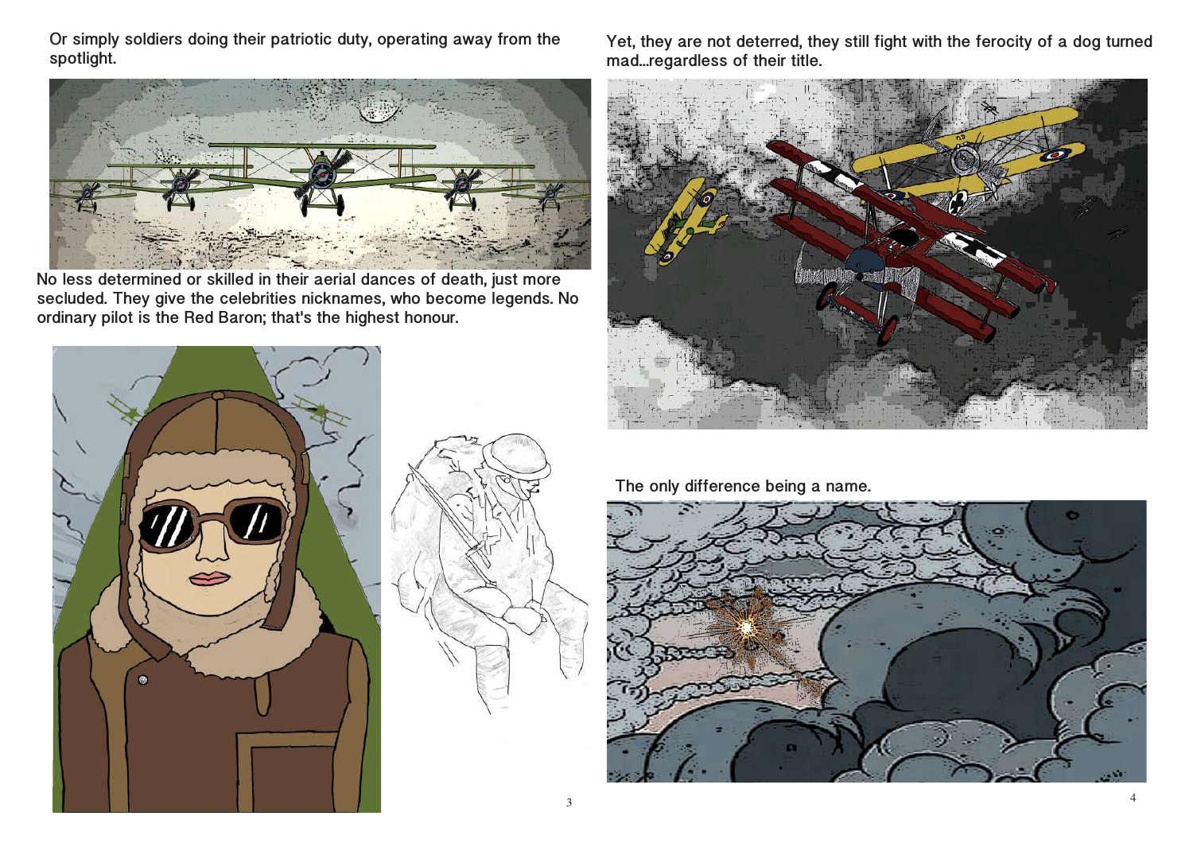Or simply soldiers doing their patriotic duty, operating away from the spotlight.

No less determined or skilled in their aerial dances of death, just more secluded. They give the celebrities nicknames, who become legends. No ordinary pilot is the Red Baron; that's the highest honour.

Yet, they are not deterred, they still fight with the ferocity of a dog turned mad...regardless of their title.

The only difference being a name.